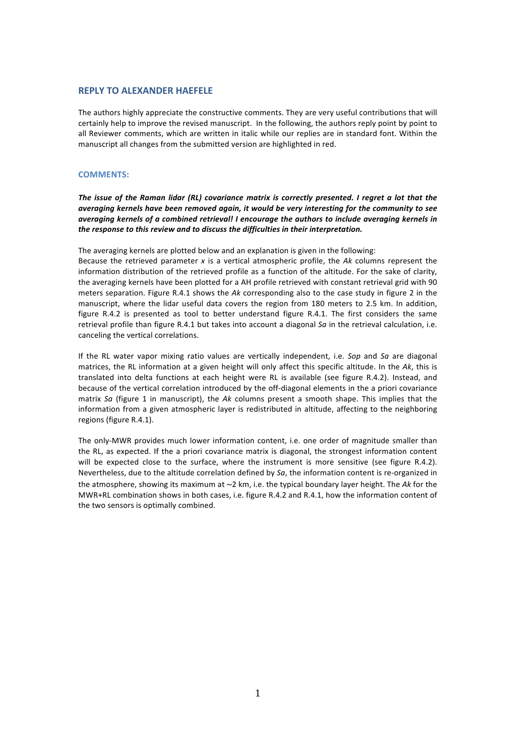## REPLY TO ALEXANDER HAEFELE

The authors highly appreciate the constructive comments. They are very useful contributions that will certainly help to improve the revised manuscript. In the following, the authors reply point by point to all Reviewer comments, which are written in italic while our replies are in standard font. Within the manuscript all changes from the submitted version are highlighted in red.

### COMMENTS:

***The issue of the Raman lidar (RL) covariance matrix is correctly presented. I regret a lot that the averaging kernels have been removed again, it would be very interesting for the community to see averaging kernels of a combined retrieval! I encourage the authors to include averaging kernels in the response to this review and to discuss the difficulties in their interpretation.***

The averaging kernels are plotted below and an explanation is given in the following:
Because the retrieved parameter *x* is a vertical atmospheric profile, the *Ak* columns represent the information distribution of the retrieved profile as a function of the altitude. For the sake of clarity, the averaging kernels have been plotted for a AH profile retrieved with constant retrieval grid with 90 meters separation. Figure R.4.1 shows the *Ak* corresponding also to the case study in figure 2 in the manuscript, where the lidar useful data covers the region from 180 meters to 2.5 km. In addition, figure R.4.2 is presented as tool to better understand figure R.4.1. The first considers the same retrieval profile than figure R.4.1 but takes into account a diagonal *Sa* in the retrieval calculation, i.e. canceling the vertical correlations.

If the RL water vapor mixing ratio values are vertically independent, i.e. *Sop* and *Sa* are diagonal matrices, the RL information at a given height will only affect this specific altitude. In the *Ak*, this is translated into delta functions at each height were RL is available (see figure R.4.2). Instead, and because of the vertical correlation introduced by the off-diagonal elements in the a priori covariance matrix *Sa* (figure 1 in manuscript), the *Ak* columns present a smooth shape. This implies that the information from a given atmospheric layer is redistributed in altitude, affecting to the neighboring regions (figure R.4.1).

The only-MWR provides much lower information content, i.e. one order of magnitude smaller than the RL, as expected. If the a priori covariance matrix is diagonal, the strongest information content will be expected close to the surface, where the instrument is more sensitive (see figure R.4.2). Nevertheless, due to the altitude correlation defined by *Sa*, the information content is re-organized in the atmosphere, showing its maximum at ∼2 km, i.e. the typical boundary layer height. The *Ak* for the MWR+RL combination shows in both cases, i.e. figure R.4.2 and R.4.1, how the information content of the two sensors is optimally combined.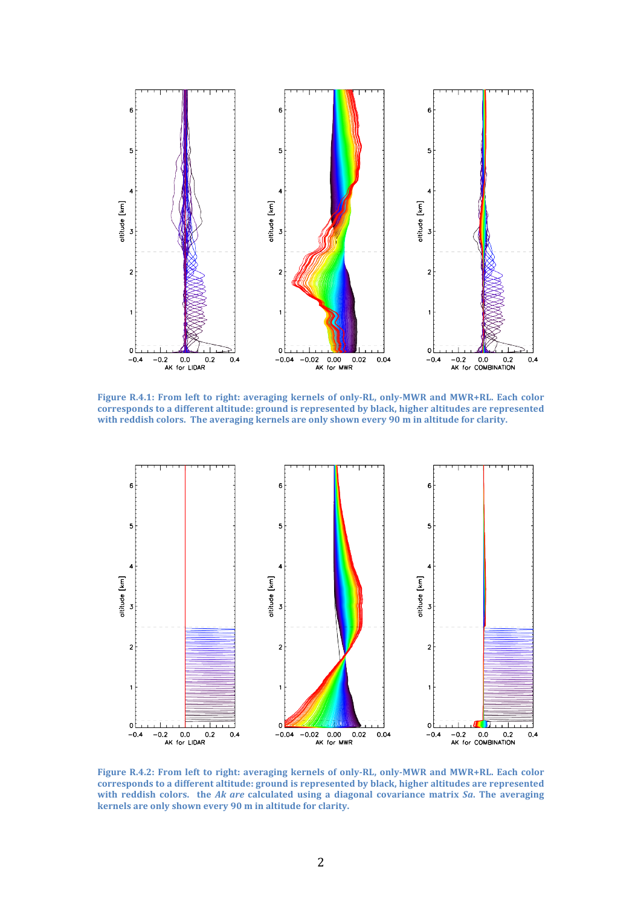**Figure R.4.1: From left to right: averaging kernels of only-RL, only-MWR and MWR+RL. Each color corresponds to a different altitude: ground is represented by black, higher altitudes are represented with reddish colors. The averaging kernels are only shown every 90 m in altitude for clarity.**

**Figure R.4.2: From left to right: averaging kernels of only-RL, only-MWR and MWR+RL. Each color corresponds to a different altitude: ground is represented by black, higher altitudes are represented with reddish colors. the *Ak are* calculated using a diagonal covariance matrix *Sa*. The averaging kernels are only shown every 90 m in altitude for clarity.**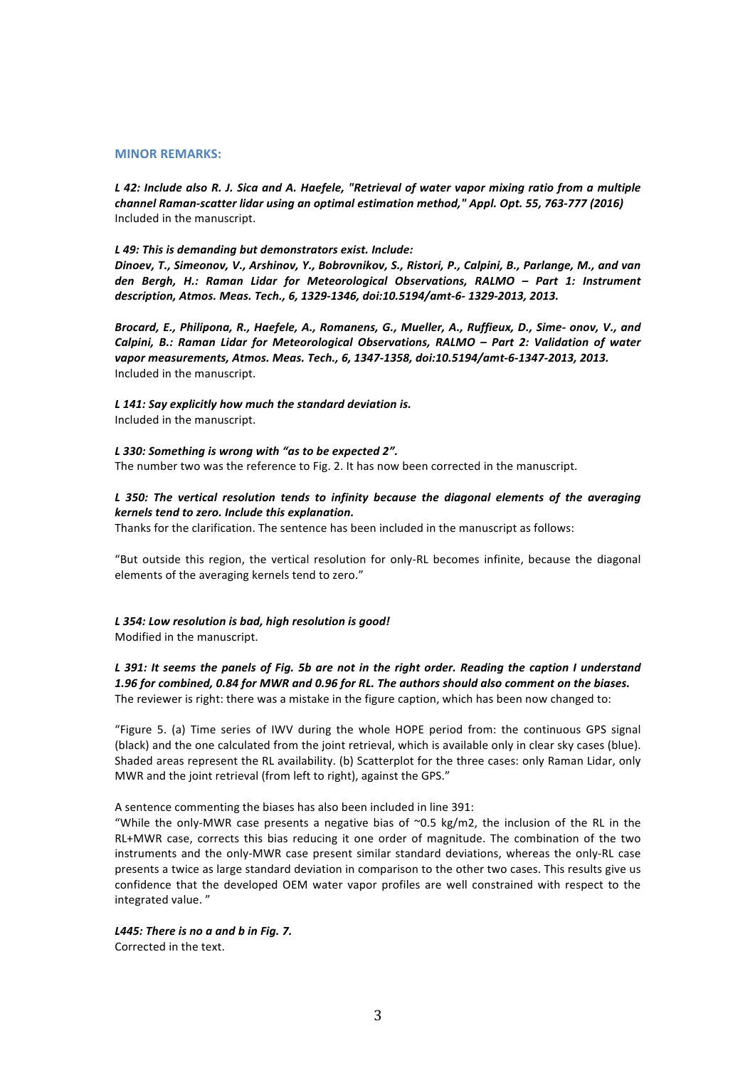## MINOR REMARKS:

***L 42: Include also R. J. Sica and A. Haefele, "Retrieval of water vapor mixing ratio from a multiple channel Raman-scatter lidar using an optimal estimation method," Appl. Opt. 55, 763-777 (2016)***
Included in the manuscript.

***L 49: This is demanding but demonstrators exist. Include:***
***Dinoev, T., Simeonov, V., Arshinov, Y., Bobrovnikov, S., Ristori, P., Calpini, B., Parlange, M., and van den Bergh, H.: Raman Lidar for Meteorological Observations, RALMO – Part 1: Instrument description, Atmos. Meas. Tech., 6, 1329-1346, doi:10.5194/amt-6- 1329-2013, 2013.***

***Brocard, E., Philipona, R., Haefele, A., Romanens, G., Mueller, A., Ruffieux, D., Sime- onov, V., and Calpini, B.: Raman Lidar for Meteorological Observations, RALMO – Part 2: Validation of water vapor measurements, Atmos. Meas. Tech., 6, 1347-1358, doi:10.5194/amt-6-1347-2013, 2013.***
Included in the manuscript.

***L 141: Say explicitly how much the standard deviation is.***
Included in the manuscript.

***L 330: Something is wrong with "as to be expected 2".***
The number two was the reference to Fig. 2. It has now been corrected in the manuscript.

***L 350: The vertical resolution tends to infinity because the diagonal elements of the averaging kernels tend to zero. Include this explanation.***
Thanks for the clarification. The sentence has been included in the manuscript as follows:

"But outside this region, the vertical resolution for only-RL becomes infinite, because the diagonal elements of the averaging kernels tend to zero."

***L 354: Low resolution is bad, high resolution is good!***
Modified in the manuscript.

***L 391: It seems the panels of Fig. 5b are not in the right order. Reading the caption I understand 1.96 for combined, 0.84 for MWR and 0.96 for RL. The authors should also comment on the biases.***
The reviewer is right: there was a mistake in the figure caption, which has been now changed to:

"Figure 5. (a) Time series of IWV during the whole HOPE period from: the continuous GPS signal (black) and the one calculated from the joint retrieval, which is available only in clear sky cases (blue). Shaded areas represent the RL availability. (b) Scatterplot for the three cases: only Raman Lidar, only MWR and the joint retrieval (from left to right), against the GPS."

A sentence commenting the biases has also been included in line 391:
"While the only-MWR case presents a negative bias of ~0.5 kg/m2, the inclusion of the RL in the RL+MWR case, corrects this bias reducing it one order of magnitude. The combination of the two instruments and the only-MWR case present similar standard deviations, whereas the only-RL case presents a twice as large standard deviation in comparison to the other two cases. This results give us confidence that the developed OEM water vapor profiles are well constrained with respect to the integrated value. "

***L445: There is no a and b in Fig. 7.***
Corrected in the text.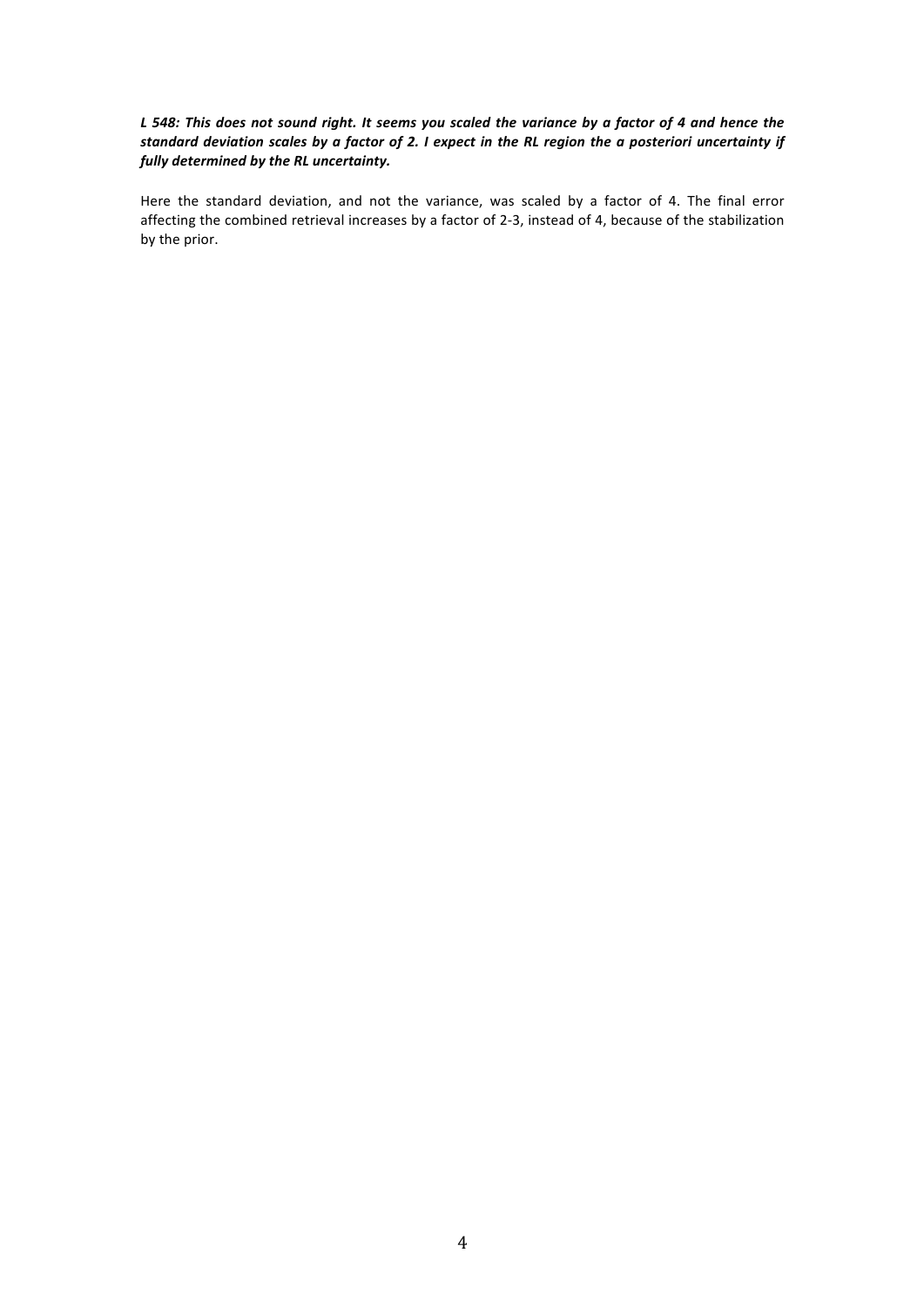***L 548: This does not sound right. It seems you scaled the variance by a factor of 4 and hence the standard deviation scales by a factor of 2. I expect in the RL region the a posteriori uncertainty if fully determined by the RL uncertainty.***

Here the standard deviation, and not the variance, was scaled by a factor of 4. The final error affecting the combined retrieval increases by a factor of 2-3, instead of 4, because of the stabilization by the prior.